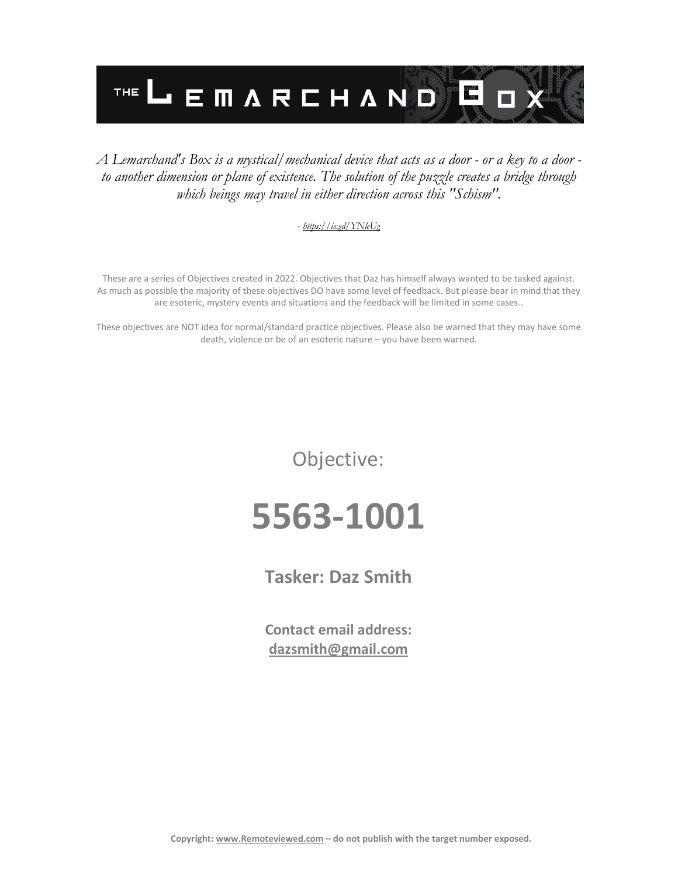# THE LEMARCHAND BOX

*A Lemarchand's Box is a mystical/mechanical device that acts as a door - or a key to a door - to another dimension or plane of existence. The solution of the puzzle creates a bridge through which beings may travel in either direction across this "Schism".*

*- https://is.gd/YNleUg*

These are a series of Objectives created in 2022. Objectives that Daz has himself always wanted to be tasked against. As much as possible the majority of these objectives DO have some level of feedback. But please bear in mind that they are esoteric, mystery events and situations and the feedback will be limited in some cases..

These objectives are NOT idea for normal/standard practice objectives. Please also be warned that they may have some death, violence or be of an esoteric nature – you have been warned.

Objective:

# 5563-1001

**Tasker: Daz Smith**

**Contact email address:**
**dazsmith@gmail.com**

**Copyright: www.Remoteviewed.com – do not publish with the target number exposed.**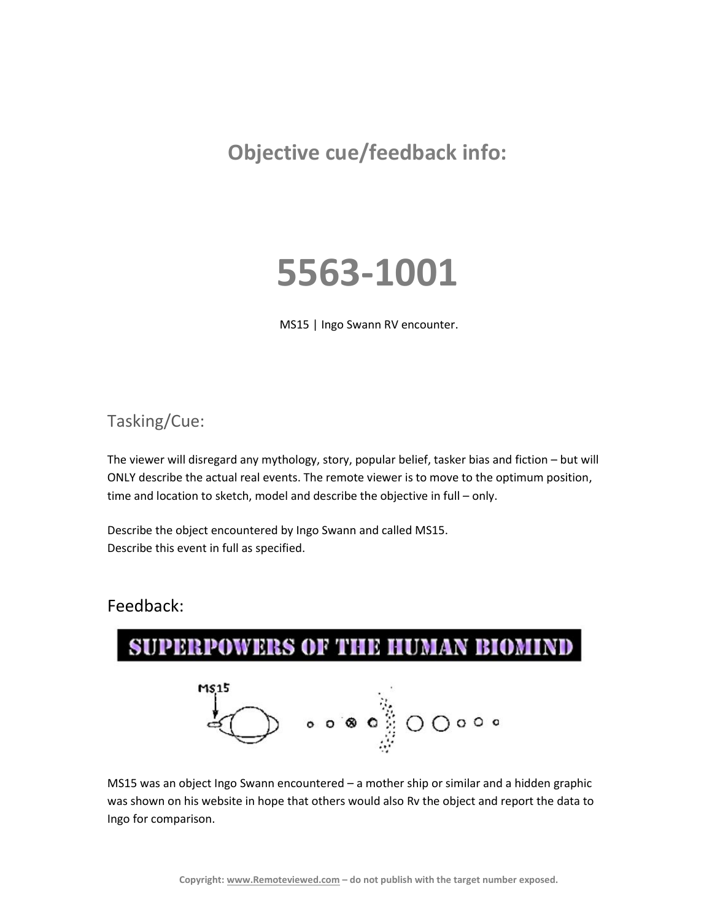# Objective cue/feedback info:

# 5563-1001

MS15 | Ingo Swann RV encounter.

## Tasking/Cue:

The viewer will disregard any mythology, story, popular belief, tasker bias and fiction – but will ONLY describe the actual real events. The remote viewer is to move to the optimum position, time and location to sketch, model and describe the objective in full – only.

Describe the object encountered by Ingo Swann and called MS15.
Describe this event in full as specified.

## Feedback:

SUPERPOWERS OF THE HUMAN BIOMIND

MS15

MS15 was an object Ingo Swann encountered – a mother ship or similar and a hidden graphic was shown on his website in hope that others would also Rv the object and report the data to Ingo for comparison.